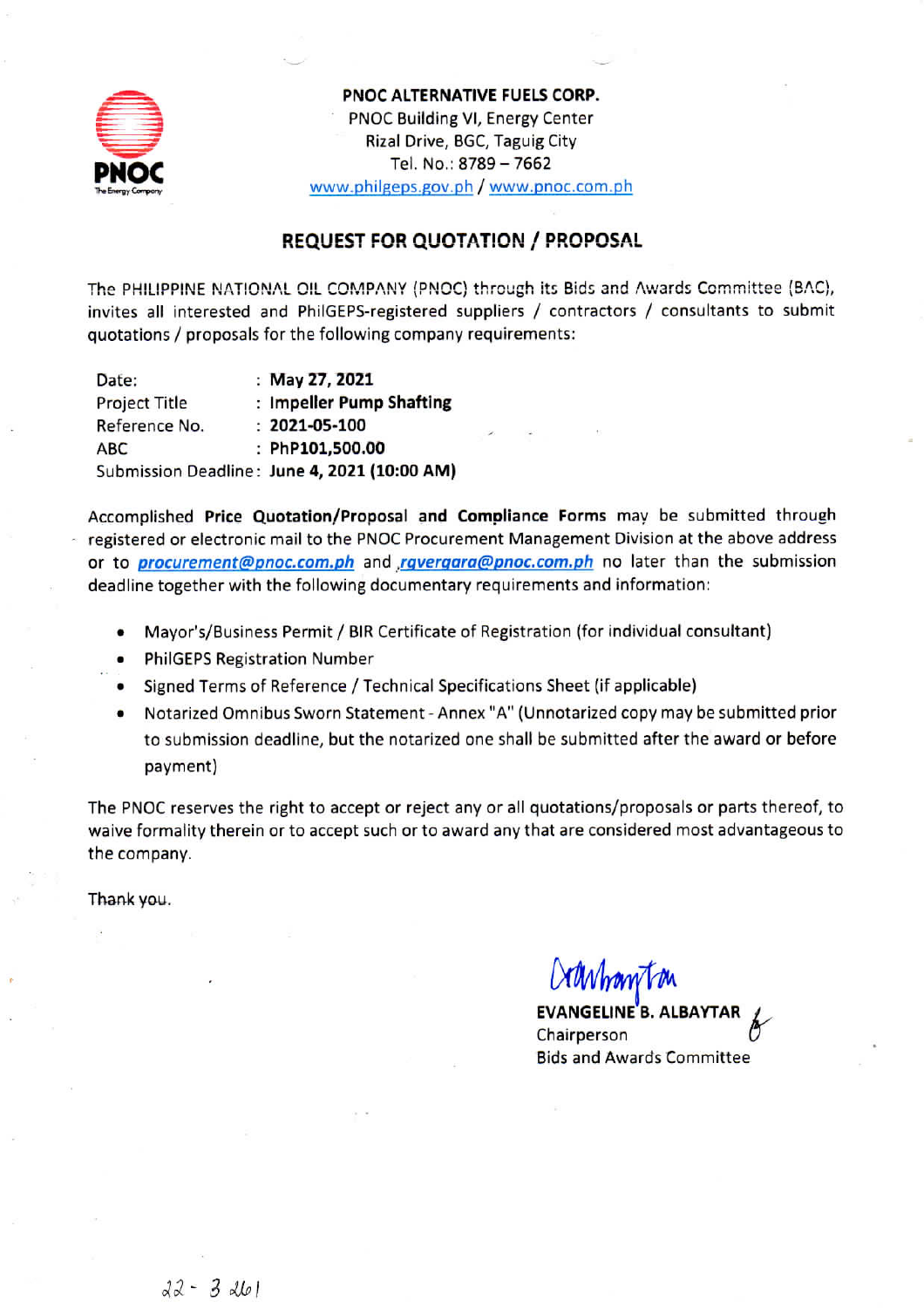**PNOC ALTERNATIVE FUELS CORP.**
PNOC Building VI, Energy Center
Rizal Drive, BGC, Taguig City
Tel. No.: 8789 – 7662
www.philgeps.gov.ph / www.pnoc.com.ph

## REQUEST FOR QUOTATION / PROPOSAL

The PHILIPPINE NATIONAL OIL COMPANY (PNOC) through its Bids and Awards Committee (BAC), invites all interested and PhilGEPS-registered suppliers / contractors / consultants to submit quotations / proposals for the following company requirements:

| | |
|---|---|
| Date: | : **May 27, 2021** |
| Project Title | : **Impeller Pump Shafting** |
| Reference No. | : **2021-05-100** |
| ABC | : **PhP101,500.00** |
| Submission Deadline | : **June 4, 2021 (10:00 AM)** |

Accomplished **Price Quotation/Proposal and Compliance Forms** may be submitted through registered or electronic mail to the PNOC Procurement Management Division at the above address or to ***procurement@pnoc.com.ph*** and ***rgvergara@pnoc.com.ph*** no later than the submission deadline together with the following documentary requirements and information:

- Mayor's/Business Permit / BIR Certificate of Registration (for individual consultant)
- PhilGEPS Registration Number
- Signed Terms of Reference / Technical Specifications Sheet (if applicable)
- Notarized Omnibus Sworn Statement - Annex "A" (Unnotarized copy may be submitted prior to submission deadline, but the notarized one shall be submitted after the award or before payment)

The PNOC reserves the right to accept or reject any or all quotations/proposals or parts thereof, to waive formality therein or to accept such or to award any that are considered most advantageous to the company.

Thank you.

**EVANGELINE B. ALBAYTAR**
Chairperson
Bids and Awards Committee

22 - 3 261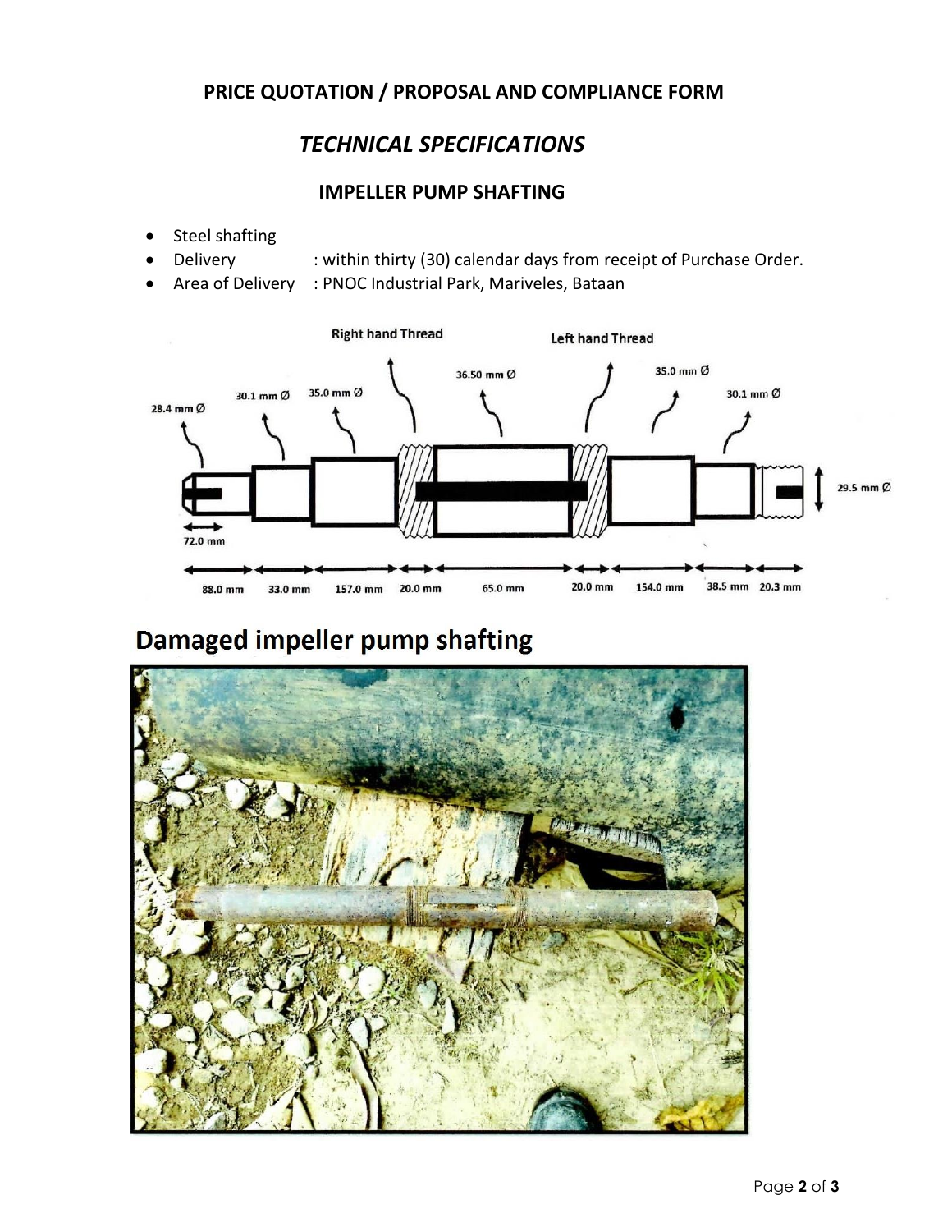## PRICE QUOTATION / PROPOSAL AND COMPLIANCE FORM

### *TECHNICAL SPECIFICATIONS*

### IMPELLER PUMP SHAFTING

- Steel shafting
- Delivery : within thirty (30) calendar days from receipt of Purchase Order.
- Area of Delivery : PNOC Industrial Park, Mariveles, Bataan

## Damaged impeller pump shafting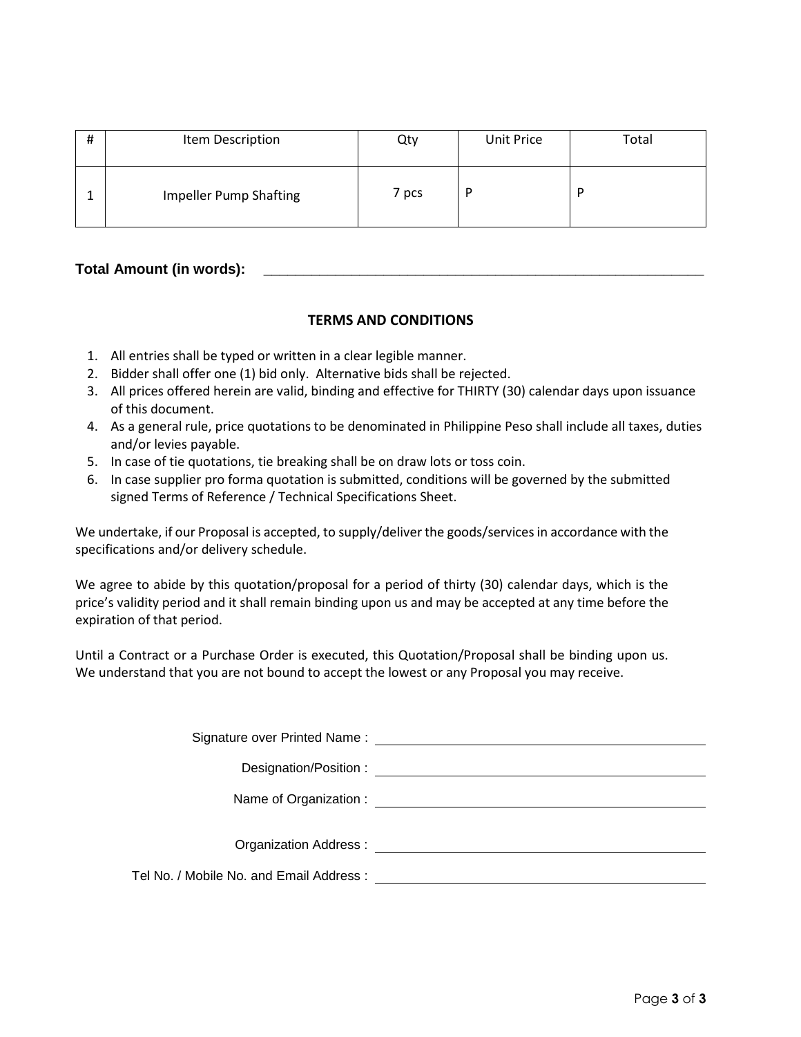| # | Item Description | Qty | Unit Price | Total |
|---|---|---|---|---|
| 1 | Impeller Pump Shafting | 7 pcs | P | P |

**Total Amount (in words):** ______________________________________________________________

**TERMS AND CONDITIONS**

1. All entries shall be typed or written in a clear legible manner.
2. Bidder shall offer one (1) bid only. Alternative bids shall be rejected.
3. All prices offered herein are valid, binding and effective for THIRTY (30) calendar days upon issuance of this document.
4. As a general rule, price quotations to be denominated in Philippine Peso shall include all taxes, duties and/or levies payable.
5. In case of tie quotations, tie breaking shall be on draw lots or toss coin.
6. In case supplier pro forma quotation is submitted, conditions will be governed by the submitted signed Terms of Reference / Technical Specifications Sheet.

We undertake, if our Proposal is accepted, to supply/deliver the goods/services in accordance with the specifications and/or delivery schedule.

We agree to abide by this quotation/proposal for a period of thirty (30) calendar days, which is the price's validity period and it shall remain binding upon us and may be accepted at any time before the expiration of that period.

Until a Contract or a Purchase Order is executed, this Quotation/Proposal shall be binding upon us. We understand that you are not bound to accept the lowest or any Proposal you may receive.

Signature over Printed Name : ______________________________

Designation/Position : ______________________________

Name of Organization : ______________________________

Organization Address : ______________________________

Tel No. / Mobile No. and Email Address : ______________________________